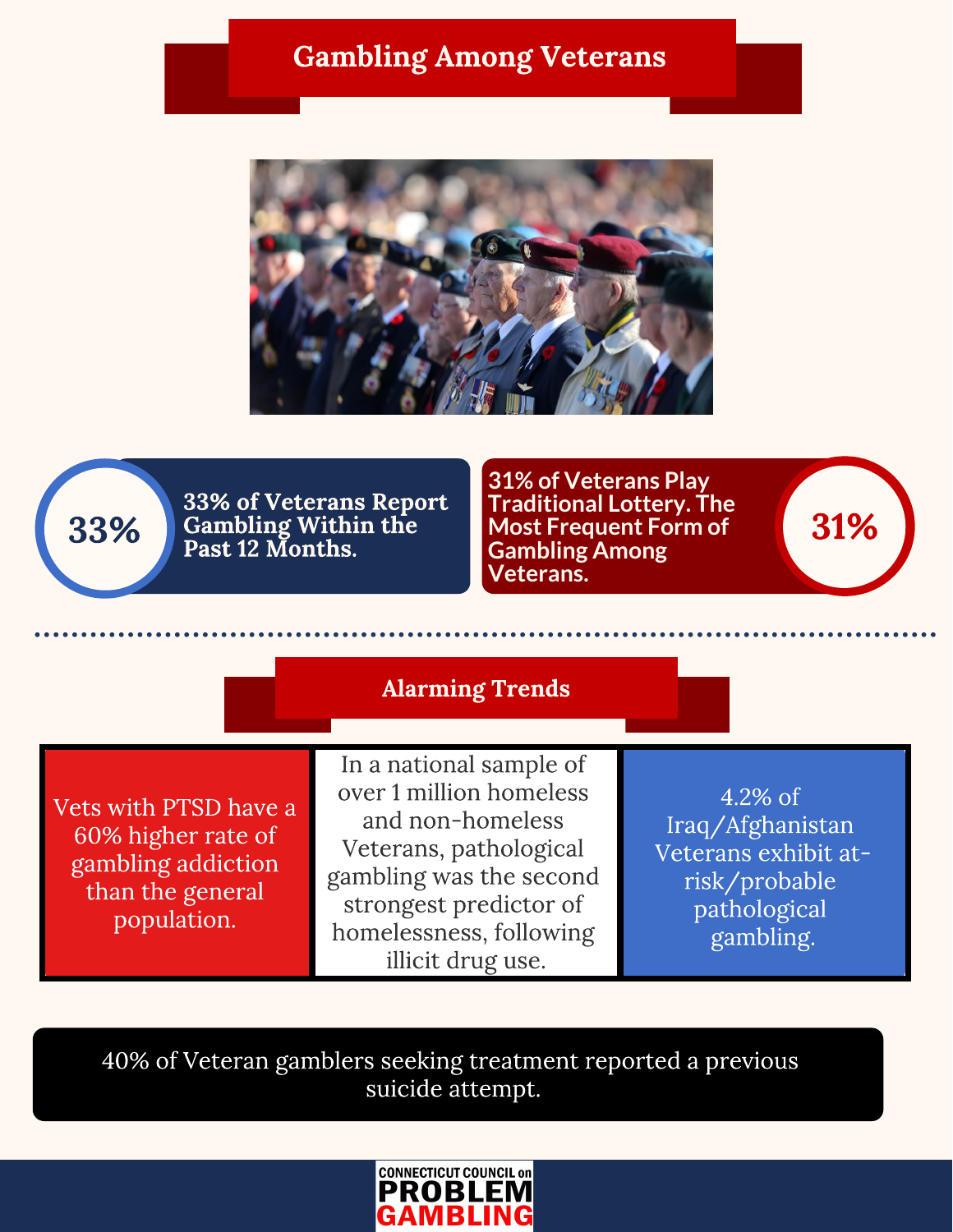# Gambling Among Veterans

**33%**

**33% of Veterans Report Gambling Within the Past 12 Months.**

**31% of Veterans Play Traditional Lottery. The Most Frequent Form of Gambling Among Veterans.**

**31%**

## Alarming Trends

Vets with PTSD have a 60% higher rate of gambling addiction than the general population.

In a national sample of over 1 million homeless and non-homeless Veterans, pathological gambling was the second strongest predictor of homelessness, following illicit drug use.

4.2% of Iraq/Afghanistan Veterans exhibit at-risk/probable pathological gambling.

40% of Veteran gamblers seeking treatment reported a previous suicide attempt.

CONNECTICUT COUNCIL on PROBLEM GAMBLING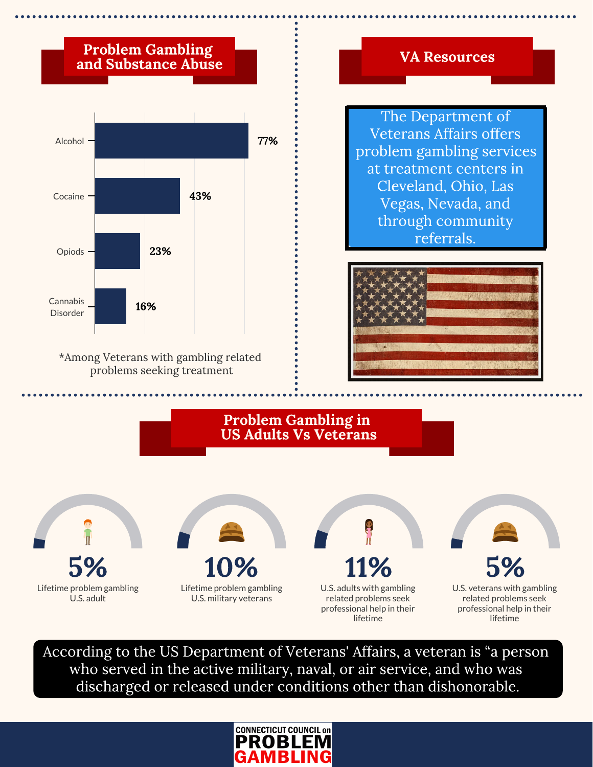## Problem Gambling and Substance Abuse

Alcohol 77%

Cocaine 43%

Opiods 23%

Cannabis Disorder 16%

*Among Veterans with gambling related problems seeking treatment

## VA Resources

The Department of Veterans Affairs offers problem gambling services at treatment centers in Cleveland, Ohio, Las Vegas, Nevada, and through community referrals.

## Problem Gambling in US Adults Vs Veterans

**5%**
Lifetime problem gambling U.S. adult

**10%**
Lifetime problem gambling U.S. military veterans

**11%**
U.S. adults with gambling related problems seek professional help in their lifetime

**5%**
U.S. veterans with gambling related problems seek professional help in their lifetime

According to the US Department of Veterans' Affairs, a veteran is “a person who served in the active military, naval, or air service, and who was discharged or released under conditions other than dishonorable.

CONNECTICUT COUNCIL on PROBLEM GAMBLING